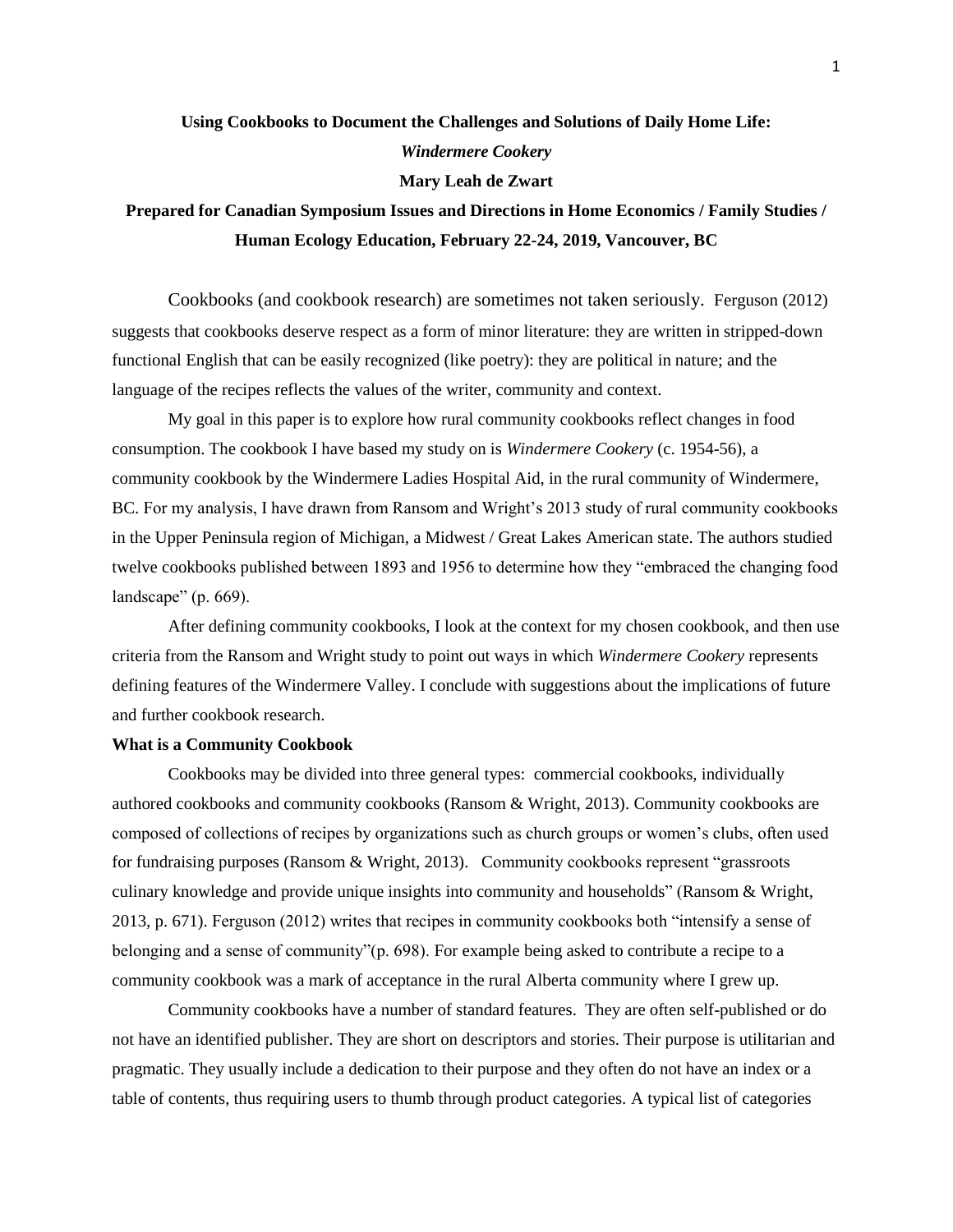# Using Cookbooks to Document the Challenges and Solutions of Daily Home Life: *Windermere Cookery*

**Mary Leah de Zwart**

**Prepared for Canadian Symposium Issues and Directions in Home Economics / Family Studies / Human Ecology Education, February 22-24, 2019, Vancouver, BC**

Cookbooks (and cookbook research) are sometimes not taken seriously. Ferguson (2012) suggests that cookbooks deserve respect as a form of minor literature: they are written in stripped-down functional English that can be easily recognized (like poetry): they are political in nature; and the language of the recipes reflects the values of the writer, community and context.

My goal in this paper is to explore how rural community cookbooks reflect changes in food consumption. The cookbook I have based my study on is *Windermere Cookery* (c. 1954-56), a community cookbook by the Windermere Ladies Hospital Aid, in the rural community of Windermere, BC. For my analysis, I have drawn from Ransom and Wright's 2013 study of rural community cookbooks in the Upper Peninsula region of Michigan, a Midwest / Great Lakes American state. The authors studied twelve cookbooks published between 1893 and 1956 to determine how they "embraced the changing food landscape" (p. 669).

After defining community cookbooks, I look at the context for my chosen cookbook, and then use criteria from the Ransom and Wright study to point out ways in which *Windermere Cookery* represents defining features of the Windermere Valley. I conclude with suggestions about the implications of future and further cookbook research.

## What is a Community Cookbook

Cookbooks may be divided into three general types: commercial cookbooks, individually authored cookbooks and community cookbooks (Ransom & Wright, 2013). Community cookbooks are composed of collections of recipes by organizations such as church groups or women's clubs, often used for fundraising purposes (Ransom & Wright, 2013). Community cookbooks represent "grassroots culinary knowledge and provide unique insights into community and households" (Ransom & Wright, 2013, p. 671). Ferguson (2012) writes that recipes in community cookbooks both "intensify a sense of belonging and a sense of community"(p. 698). For example being asked to contribute a recipe to a community cookbook was a mark of acceptance in the rural Alberta community where I grew up.

Community cookbooks have a number of standard features. They are often self-published or do not have an identified publisher. They are short on descriptors and stories. Their purpose is utilitarian and pragmatic. They usually include a dedication to their purpose and they often do not have an index or a table of contents, thus requiring users to thumb through product categories. A typical list of categories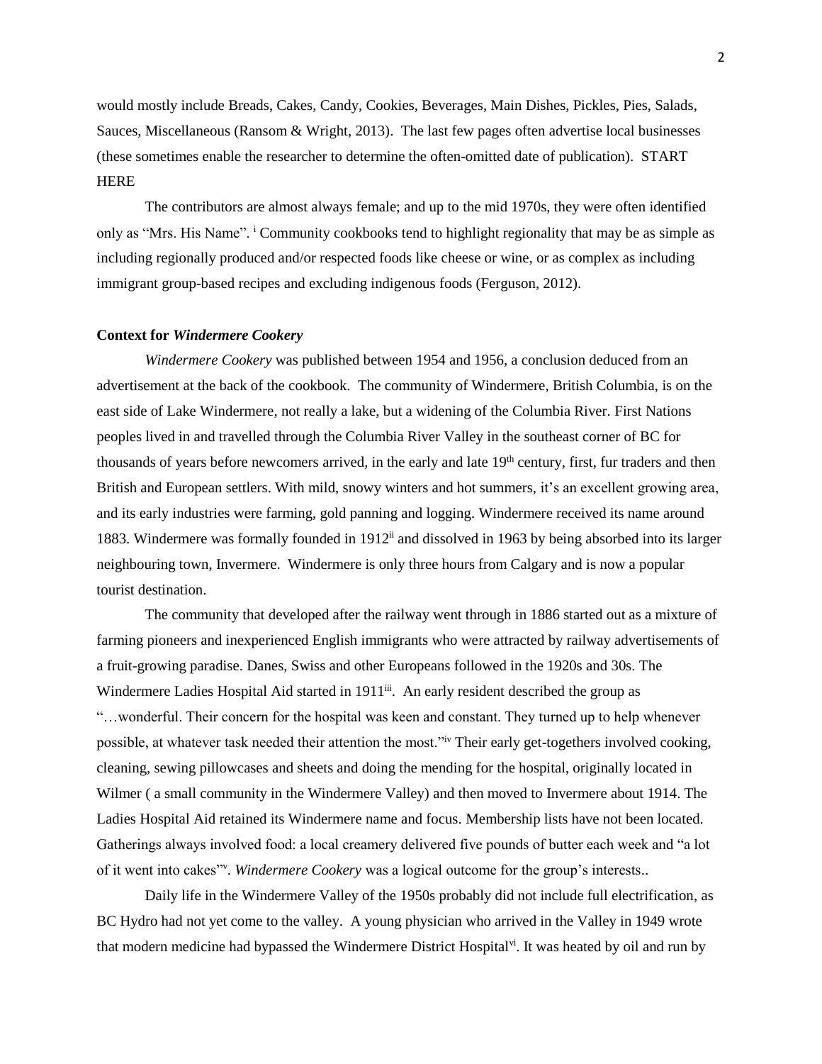would mostly include Breads, Cakes, Candy, Cookies, Beverages, Main Dishes, Pickles, Pies, Salads, Sauces, Miscellaneous (Ransom & Wright, 2013). The last few pages often advertise local businesses (these sometimes enable the researcher to determine the often-omitted date of publication). START HERE

The contributors are almost always female; and up to the mid 1970s, they were often identified only as "Mrs. His Name". [i] Community cookbooks tend to highlight regionality that may be as simple as including regionally produced and/or respected foods like cheese or wine, or as complex as including immigrant group-based recipes and excluding indigenous foods (Ferguson, 2012).

### Context for *Windermere Cookery*

*Windermere Cookery* was published between 1954 and 1956, a conclusion deduced from an advertisement at the back of the cookbook. The community of Windermere, British Columbia, is on the east side of Lake Windermere, not really a lake, but a widening of the Columbia River. First Nations peoples lived in and travelled through the Columbia River Valley in the southeast corner of BC for thousands of years before newcomers arrived, in the early and late 19th century, first, fur traders and then British and European settlers. With mild, snowy winters and hot summers, it's an excellent growing area, and its early industries were farming, gold panning and logging. Windermere received its name around 1883. Windermere was formally founded in 1912[ii] and dissolved in 1963 by being absorbed into its larger neighbouring town, Invermere. Windermere is only three hours from Calgary and is now a popular tourist destination.

The community that developed after the railway went through in 1886 started out as a mixture of farming pioneers and inexperienced English immigrants who were attracted by railway advertisements of a fruit-growing paradise. Danes, Swiss and other Europeans followed in the 1920s and 30s. The Windermere Ladies Hospital Aid started in 1911[iii]. An early resident described the group as "…wonderful. Their concern for the hospital was keen and constant. They turned up to help whenever possible, at whatever task needed their attention the most."[iv] Their early get-togethers involved cooking, cleaning, sewing pillowcases and sheets and doing the mending for the hospital, originally located in Wilmer ( a small community in the Windermere Valley) and then moved to Invermere about 1914. The Ladies Hospital Aid retained its Windermere name and focus. Membership lists have not been located. Gatherings always involved food: a local creamery delivered five pounds of butter each week and "a lot of it went into cakes"[v]. *Windermere Cookery* was a logical outcome for the group's interests..

Daily life in the Windermere Valley of the 1950s probably did not include full electrification, as BC Hydro had not yet come to the valley. A young physician who arrived in the Valley in 1949 wrote that modern medicine had bypassed the Windermere District Hospital[vi]. It was heated by oil and run by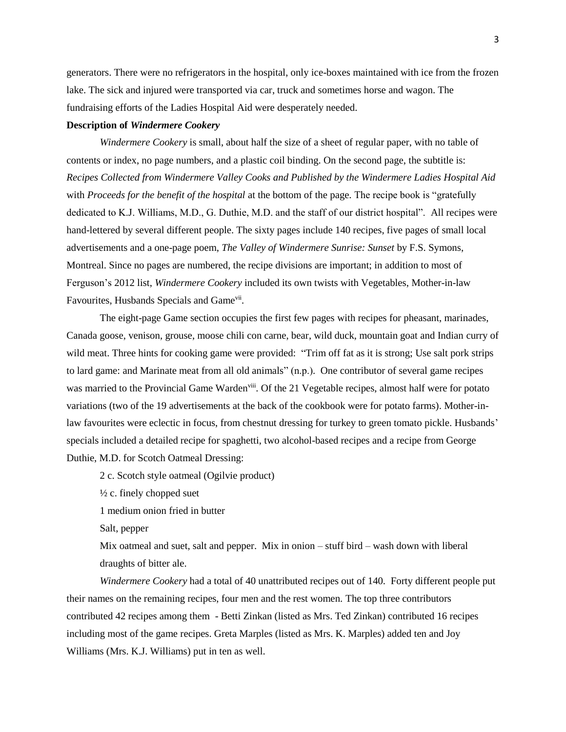generators. There were no refrigerators in the hospital, only ice-boxes maintained with ice from the frozen lake. The sick and injured were transported via car, truck and sometimes horse and wagon. The fundraising efforts of the Ladies Hospital Aid were desperately needed.

**Description of *Windermere Cookery***

*Windermere Cookery* is small, about half the size of a sheet of regular paper, with no table of contents or index, no page numbers, and a plastic coil binding. On the second page, the subtitle is: *Recipes Collected from Windermere Valley Cooks and Published by the Windermere Ladies Hospital Aid* with *Proceeds for the benefit of the hospital* at the bottom of the page. The recipe book is "gratefully dedicated to K.J. Williams, M.D., G. Duthie, M.D. and the staff of our district hospital". All recipes were hand-lettered by several different people. The sixty pages include 140 recipes, five pages of small local advertisements and a one-page poem, *The Valley of Windermere Sunrise: Sunset* by F.S. Symons, Montreal. Since no pages are numbered, the recipe divisions are important; in addition to most of Ferguson's 2012 list, *Windermere Cookery* included its own twists with Vegetables, Mother-in-law Favourites, Husbands Specials and Game[vii].

The eight-page Game section occupies the first few pages with recipes for pheasant, marinades, Canada goose, venison, grouse, moose chili con carne, bear, wild duck, mountain goat and Indian curry of wild meat. Three hints for cooking game were provided: "Trim off fat as it is strong; Use salt pork strips to lard game: and Marinate meat from all old animals" (n.p.). One contributor of several game recipes was married to the Provincial Game Warden[viii]. Of the 21 Vegetable recipes, almost half were for potato variations (two of the 19 advertisements at the back of the cookbook were for potato farms). Mother-in-law favourites were eclectic in focus, from chestnut dressing for turkey to green tomato pickle. Husbands' specials included a detailed recipe for spaghetti, two alcohol-based recipes and a recipe from George Duthie, M.D. for Scotch Oatmeal Dressing:

2 c. Scotch style oatmeal (Ogilvie product)

½ c. finely chopped suet

1 medium onion fried in butter

Salt, pepper

Mix oatmeal and suet, salt and pepper. Mix in onion – stuff bird – wash down with liberal draughts of bitter ale.

*Windermere Cookery* had a total of 40 unattributed recipes out of 140. Forty different people put their names on the remaining recipes, four men and the rest women. The top three contributors contributed 42 recipes among them - Betti Zinkan (listed as Mrs. Ted Zinkan) contributed 16 recipes including most of the game recipes. Greta Marples (listed as Mrs. K. Marples) added ten and Joy Williams (Mrs. K.J. Williams) put in ten as well.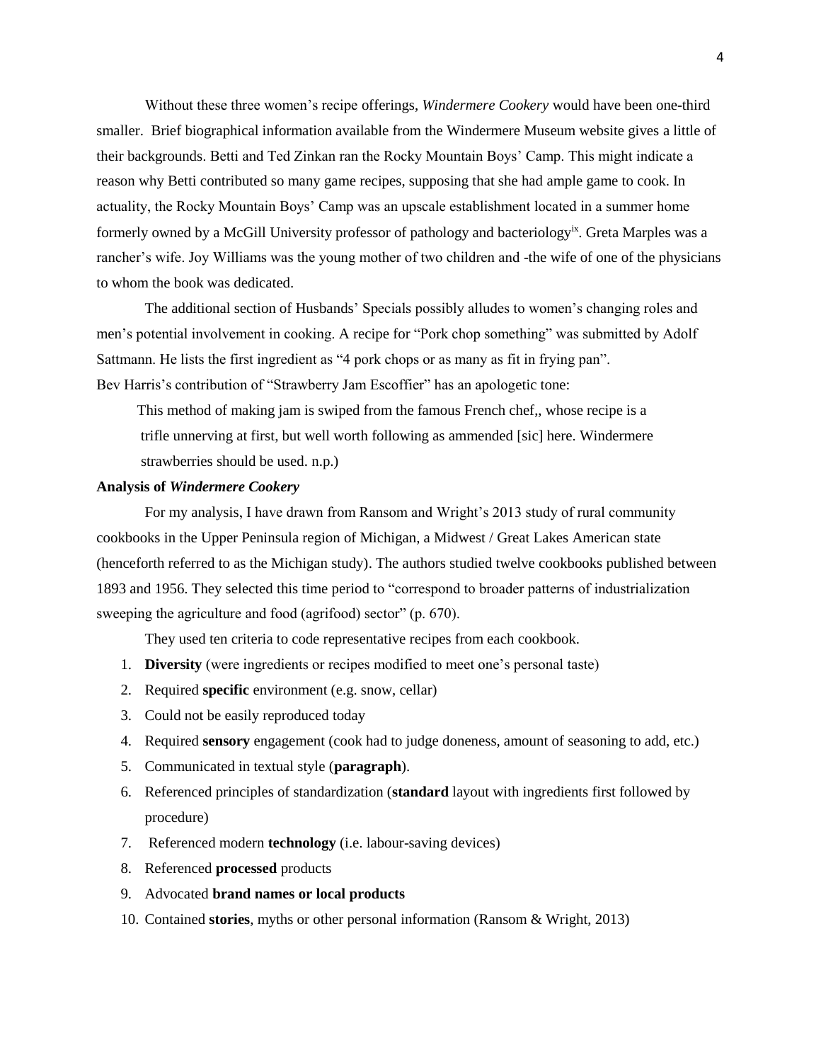Without these three women's recipe offerings, *Windermere Cookery* would have been one-third smaller. Brief biographical information available from the Windermere Museum website gives a little of their backgrounds. Betti and Ted Zinkan ran the Rocky Mountain Boys' Camp. This might indicate a reason why Betti contributed so many game recipes, supposing that she had ample game to cook. In actuality, the Rocky Mountain Boys' Camp was an upscale establishment located in a summer home formerly owned by a McGill University professor of pathology and bacteriology[ix]. Greta Marples was a rancher's wife. Joy Williams was the young mother of two children and -the wife of one of the physicians to whom the book was dedicated.

The additional section of Husbands' Specials possibly alludes to women's changing roles and men's potential involvement in cooking. A recipe for "Pork chop something" was submitted by Adolf Sattmann. He lists the first ingredient as "4 pork chops or as many as fit in frying pan".

Bev Harris's contribution of "Strawberry Jam Escoffier" has an apologetic tone:

> This method of making jam is swiped from the famous French chef,, whose recipe is a trifle unnerving at first, but well worth following as ammended [sic] here. Windermere strawberries should be used. n.p.)

**Analysis of *Windermere Cookery***

For my analysis, I have drawn from Ransom and Wright's 2013 study of rural community cookbooks in the Upper Peninsula region of Michigan, a Midwest / Great Lakes American state (henceforth referred to as the Michigan study). The authors studied twelve cookbooks published between 1893 and 1956. They selected this time period to "correspond to broader patterns of industrialization sweeping the agriculture and food (agrifood) sector" (p. 670).

They used ten criteria to code representative recipes from each cookbook.

1. **Diversity** (were ingredients or recipes modified to meet one's personal taste)
2. Required **specific** environment (e.g. snow, cellar)
3. Could not be easily reproduced today
4. Required **sensory** engagement (cook had to judge doneness, amount of seasoning to add, etc.)
5. Communicated in textual style (**paragraph**).
6. Referenced principles of standardization (**standard** layout with ingredients first followed by procedure)
7. Referenced modern **technology** (i.e. labour-saving devices)
8. Referenced **processed** products
9. Advocated **brand names or local products**
10. Contained **stories**, myths or other personal information (Ransom & Wright, 2013)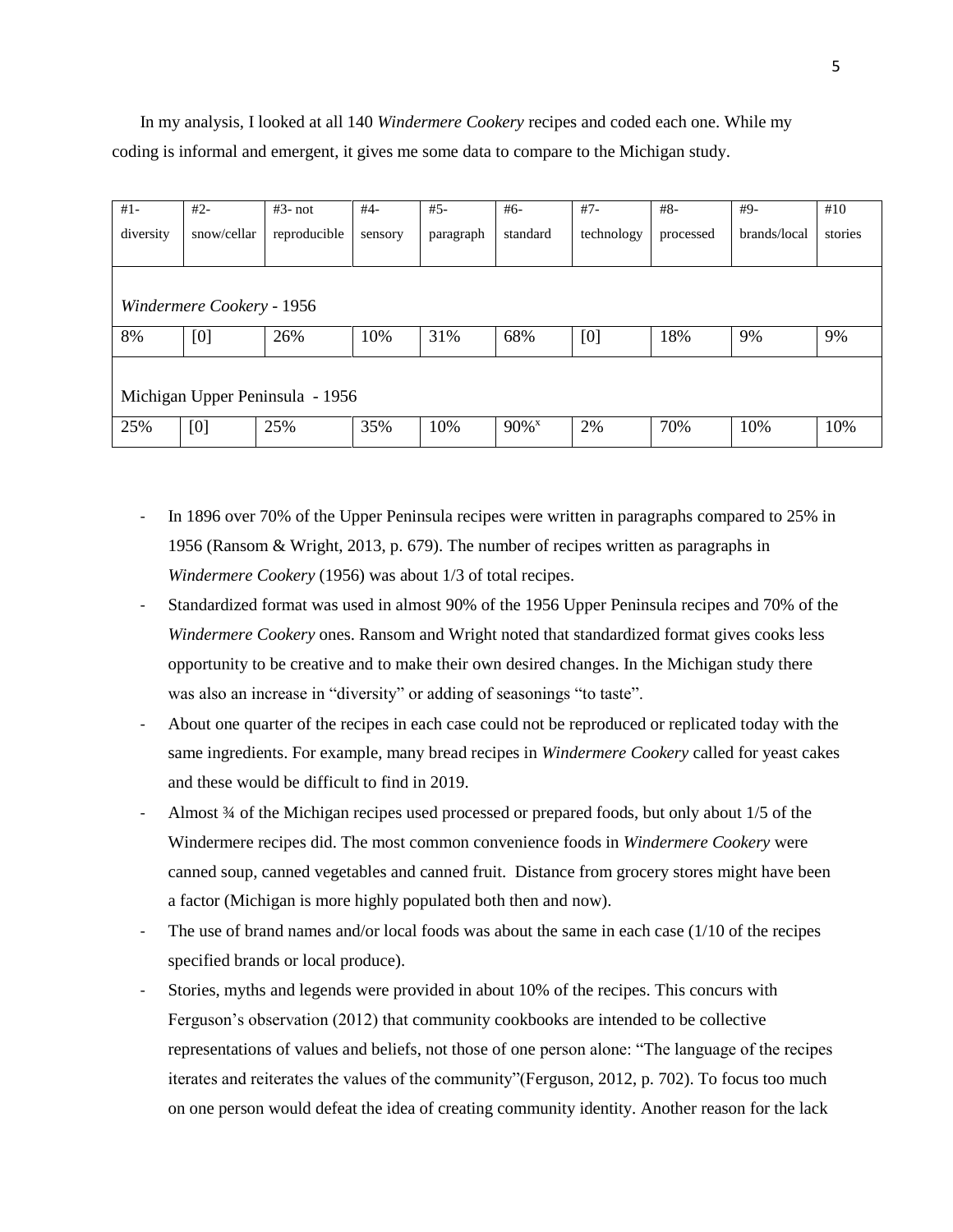In my analysis, I looked at all 140 *Windermere Cookery* recipes and coded each one. While my coding is informal and emergent, it gives me some data to compare to the Michigan study.

| #1- diversity | #2- snow/cellar | #3- not reproducible | #4- sensory | #5- paragraph | #6- standard | #7- technology | #8- processed | #9- brands/local | #10 stories |
|---|---|---|---|---|---|---|---|---|---|
| *Windermere Cookery* - 1956 | | | | | | | | | |
| 8% | [0] | 26% | 10% | 31% | 68% | [0] | 18% | 9% | 9% |
| Michigan Upper Peninsula - 1956 | | | | | | | | | |
| 25% | [0] | 25% | 35% | 10% | 90%[x] | 2% | 70% | 10% | 10% |

- In 1896 over 70% of the Upper Peninsula recipes were written in paragraphs compared to 25% in 1956 (Ransom & Wright, 2013, p. 679). The number of recipes written as paragraphs in *Windermere Cookery* (1956) was about 1/3 of total recipes.
- Standardized format was used in almost 90% of the 1956 Upper Peninsula recipes and 70% of the *Windermere Cookery* ones. Ransom and Wright noted that standardized format gives cooks less opportunity to be creative and to make their own desired changes. In the Michigan study there was also an increase in "diversity" or adding of seasonings "to taste".
- About one quarter of the recipes in each case could not be reproduced or replicated today with the same ingredients. For example, many bread recipes in *Windermere Cookery* called for yeast cakes and these would be difficult to find in 2019.
- Almost ¾ of the Michigan recipes used processed or prepared foods, but only about 1/5 of the Windermere recipes did. The most common convenience foods in *Windermere Cookery* were canned soup, canned vegetables and canned fruit. Distance from grocery stores might have been a factor (Michigan is more highly populated both then and now).
- The use of brand names and/or local foods was about the same in each case (1/10 of the recipes specified brands or local produce).
- Stories, myths and legends were provided in about 10% of the recipes. This concurs with Ferguson's observation (2012) that community cookbooks are intended to be collective representations of values and beliefs, not those of one person alone: "The language of the recipes iterates and reiterates the values of the community"(Ferguson, 2012, p. 702). To focus too much on one person would defeat the idea of creating community identity. Another reason for the lack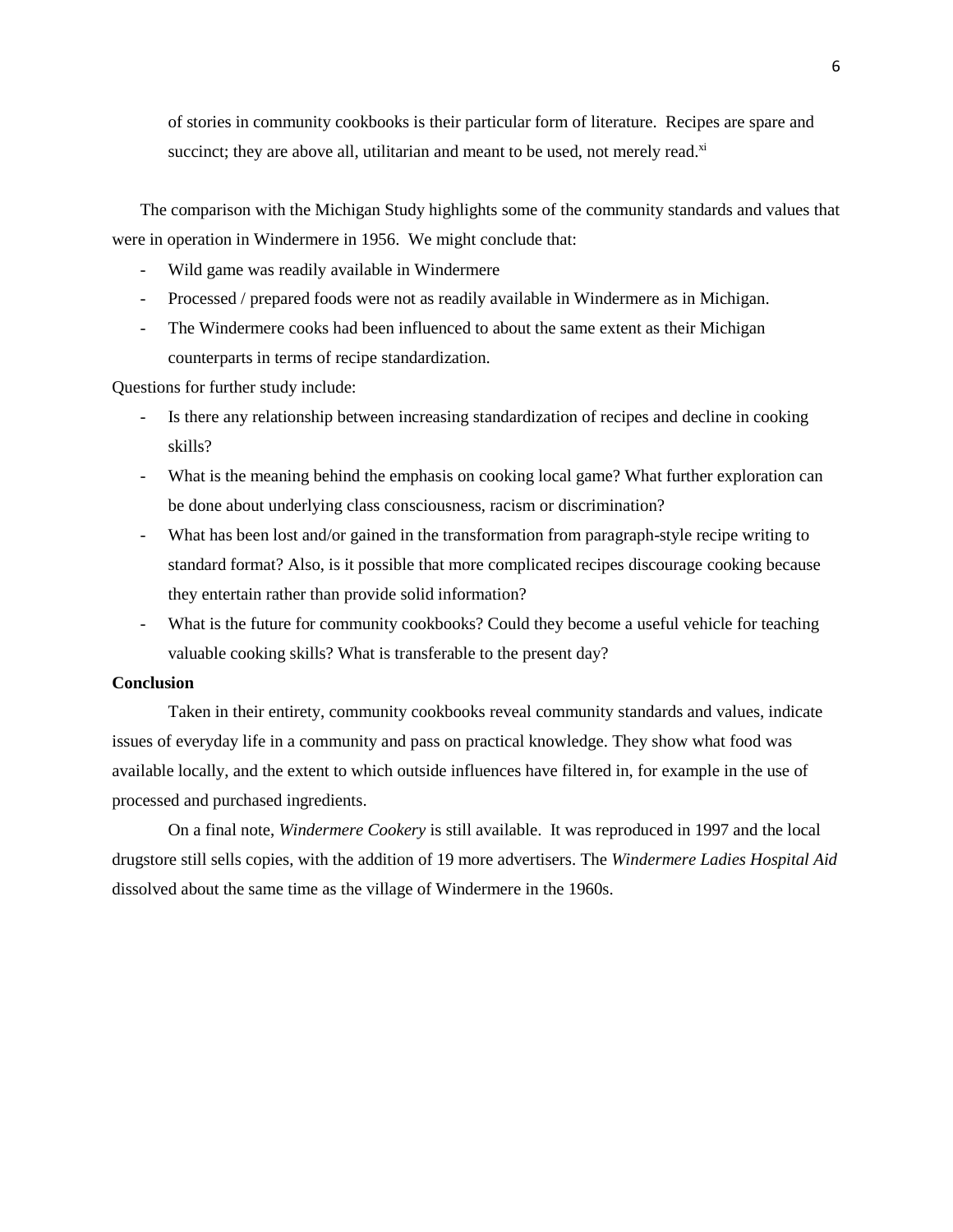of stories in community cookbooks is their particular form of literature. Recipes are spare and succinct; they are above all, utilitarian and meant to be used, not merely read.[xi]

The comparison with the Michigan Study highlights some of the community standards and values that were in operation in Windermere in 1956. We might conclude that:

- Wild game was readily available in Windermere
- Processed / prepared foods were not as readily available in Windermere as in Michigan.
- The Windermere cooks had been influenced to about the same extent as their Michigan counterparts in terms of recipe standardization.

Questions for further study include:

- Is there any relationship between increasing standardization of recipes and decline in cooking skills?
- What is the meaning behind the emphasis on cooking local game? What further exploration can be done about underlying class consciousness, racism or discrimination?
- What has been lost and/or gained in the transformation from paragraph-style recipe writing to standard format? Also, is it possible that more complicated recipes discourage cooking because they entertain rather than provide solid information?
- What is the future for community cookbooks? Could they become a useful vehicle for teaching valuable cooking skills? What is transferable to the present day?

**Conclusion**

Taken in their entirety, community cookbooks reveal community standards and values, indicate issues of everyday life in a community and pass on practical knowledge. They show what food was available locally, and the extent to which outside influences have filtered in, for example in the use of processed and purchased ingredients.

On a final note, *Windermere Cookery* is still available. It was reproduced in 1997 and the local drugstore still sells copies, with the addition of 19 more advertisers. The *Windermere Ladies Hospital Aid* dissolved about the same time as the village of Windermere in the 1960s.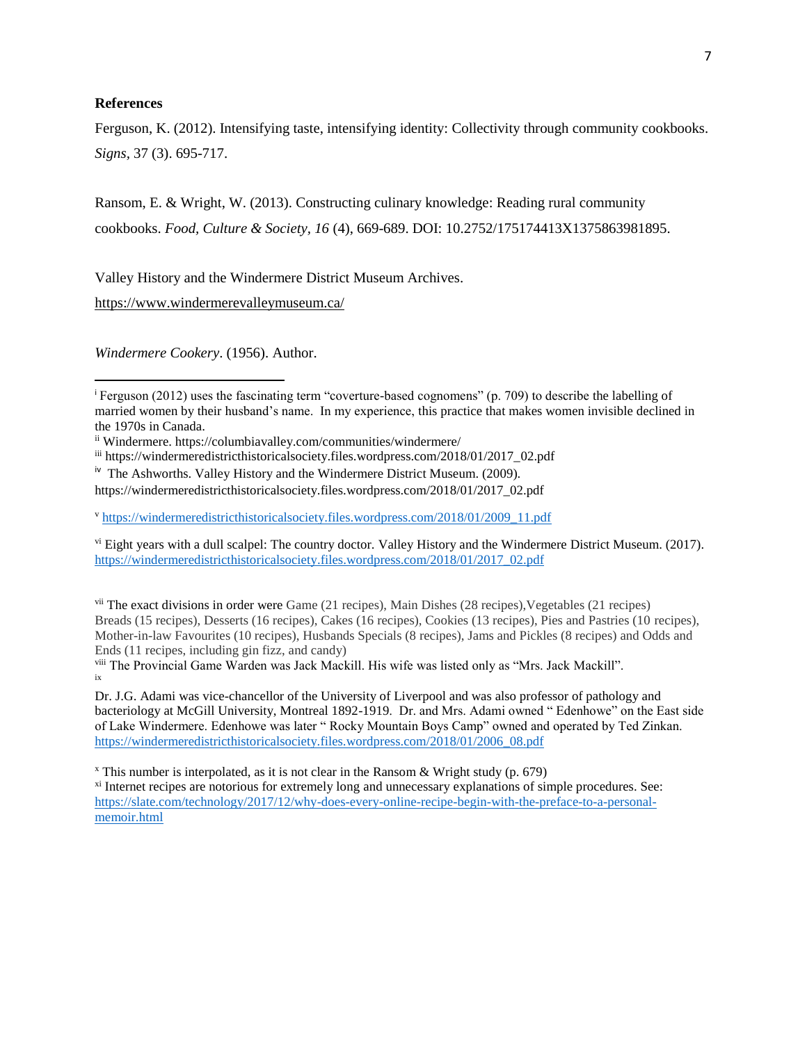**References**

Ferguson, K. (2012). Intensifying taste, intensifying identity: Collectivity through community cookbooks. *Signs*, 37 (3). 695-717.

Ransom, E. & Wright, W. (2013). Constructing culinary knowledge: Reading rural community cookbooks. *Food, Culture & Society, 16* (4), 669-689. DOI: 10.2752/175174413X13758634981895.

Valley History and the Windermere District Museum Archives.
https://www.windermerevalleymuseum.ca/

*Windermere Cookery*. (1956). Author.

---

[i] Ferguson (2012) uses the fascinating term "coverture-based cognomens" (p. 709) to describe the labelling of married women by their husband's name. In my experience, this practice that makes women invisible declined in the 1970s in Canada.

[ii] Windermere. https://columbiavalley.com/communities/windermere/

[iii] https://windermeredistricthistoricalsociety.files.wordpress.com/2018/01/2017_02.pdf

[iv] The Ashworths. Valley History and the Windermere District Museum. (2009).
https://windermeredistricthistoricalsociety.files.wordpress.com/2018/01/2017_02.pdf

[v] https://windermeredistricthistoricalsociety.files.wordpress.com/2018/01/2009_11.pdf

[vi] Eight years with a dull scalpel: The country doctor. Valley History and the Windermere District Museum. (2017). https://windermeredistricthistoricalsociety.files.wordpress.com/2018/01/2017_02.pdf

[vii] The exact divisions in order were Game (21 recipes), Main Dishes (28 recipes),Vegetables (21 recipes) Breads (15 recipes), Desserts (16 recipes), Cakes (16 recipes), Cookies (13 recipes), Pies and Pastries (10 recipes), Mother-in-law Favourites (10 recipes), Husbands Specials (8 recipes), Jams and Pickles (8 recipes) and Odds and Ends (11 recipes, including gin fizz, and candy)

[viii] The Provincial Game Warden was Jack Mackill. His wife was listed only as "Mrs. Jack Mackill".

[ix] Dr. J.G. Adami was vice-chancellor of the University of Liverpool and was also professor of pathology and bacteriology at McGill University, Montreal 1892-1919. Dr. and Mrs. Adami owned " Edenhowe" on the East side of Lake Windermere. Edenhowe was later " Rocky Mountain Boys Camp" owned and operated by Ted Zinkan. https://windermeredistricthistoricalsociety.files.wordpress.com/2018/01/2006_08.pdf

[x] This number is interpolated, as it is not clear in the Ransom & Wright study (p. 679)

[xi] Internet recipes are notorious for extremely long and unnecessary explanations of simple procedures. See: https://slate.com/technology/2017/12/why-does-every-online-recipe-begin-with-the-preface-to-a-personal-memoir.html